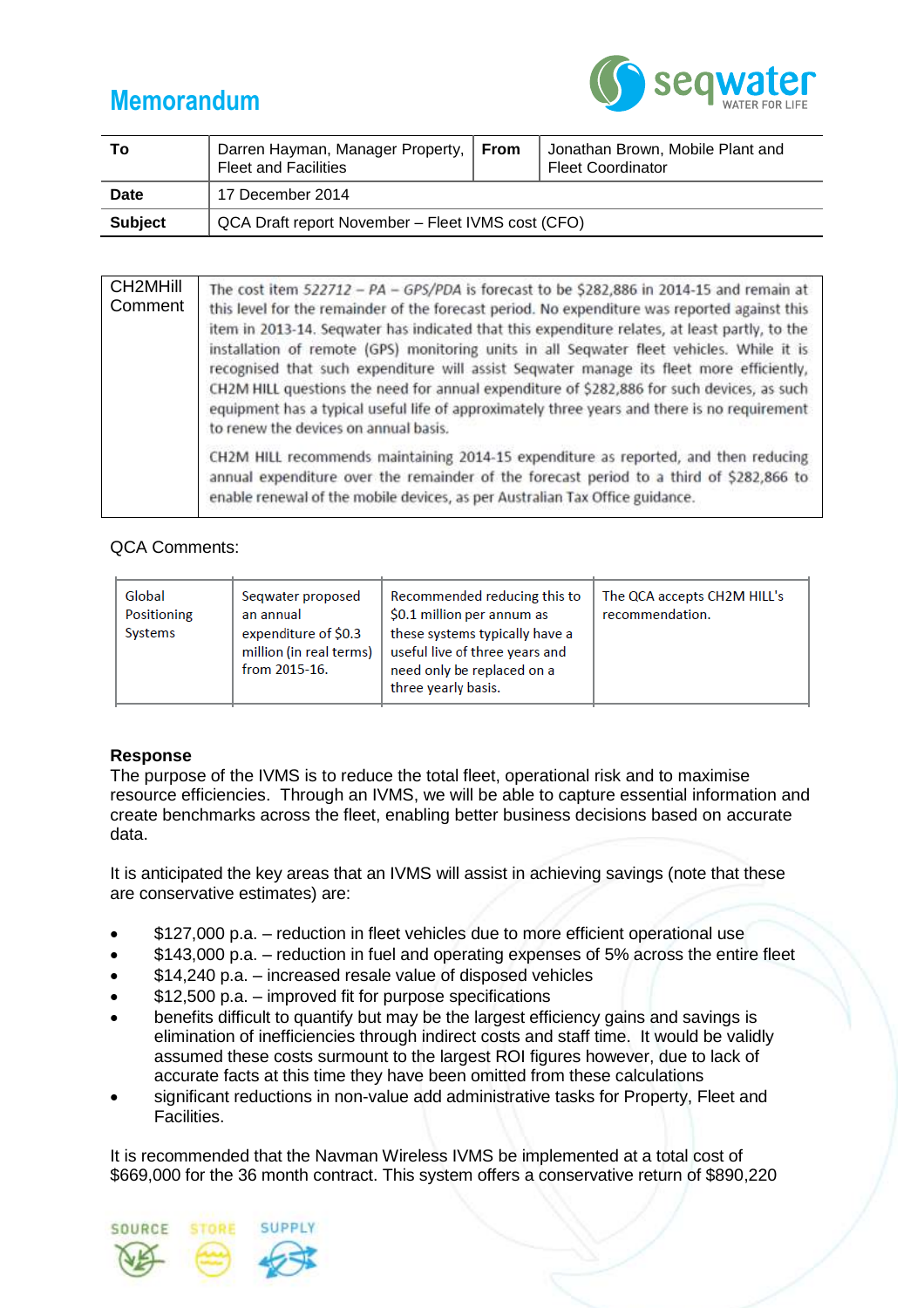# Memorandum

| To | Darren Hayman, Manager Property, Fleet and Facilities | From | Jonathan Brown, Mobile Plant and Fleet Coordinator |
|---|---|---|---|
| **Date** | 17 December 2014 | | |
| **Subject** | QCA Draft report November – Fleet IVMS cost (CFO) | | |

| CH2MHill Comment | |
|---|---|
| | The cost item *522712 – PA – GPS/PDA* is forecast to be $282,886 in 2014-15 and remain at this level for the remainder of the forecast period. No expenditure was reported against this item in 2013-14. Seqwater has indicated that this expenditure relates, at least partly, to the installation of remote (GPS) monitoring units in all Seqwater fleet vehicles. While it is recognised that such expenditure will assist Seqwater manage its fleet more efficiently, CH2M HILL questions the need for annual expenditure of $282,886 for such devices, as such equipment has a typical useful life of approximately three years and there is no requirement to renew the devices on annual basis.<br><br>CH2M HILL recommends maintaining 2014-15 expenditure as reported, and then reducing annual expenditure over the remainder of the forecast period to a third of $282,866 to enable renewal of the mobile devices, as per Australian Tax Office guidance. |

QCA Comments:

| Global Positioning Systems | Seqwater proposed an annual expenditure of $0.3 million (in real terms) from 2015-16. | Recommended reducing this to $0.1 million per annum as these systems typically have a useful live of three years and need only be replaced on a three yearly basis. | The QCA accepts CH2M HILL's recommendation. |
|---|---|---|---|

**Response**

The purpose of the IVMS is to reduce the total fleet, operational risk and to maximise resource efficiencies. Through an IVMS, we will be able to capture essential information and create benchmarks across the fleet, enabling better business decisions based on accurate data.

It is anticipated the key areas that an IVMS will assist in achieving savings (note that these are conservative estimates) are:

- $127,000 p.a. – reduction in fleet vehicles due to more efficient operational use
- $143,000 p.a. – reduction in fuel and operating expenses of 5% across the entire fleet
- $14,240 p.a. – increased resale value of disposed vehicles
- $12,500 p.a. – improved fit for purpose specifications
- benefits difficult to quantify but may be the largest efficiency gains and savings is elimination of inefficiencies through indirect costs and staff time. It would be validly assumed these costs surmount to the largest ROI figures however, due to lack of accurate facts at this time they have been omitted from these calculations
- significant reductions in non-value add administrative tasks for Property, Fleet and Facilities.

It is recommended that the Navman Wireless IVMS be implemented at a total cost of $669,000 for the 36 month contract. This system offers a conservative return of $890,220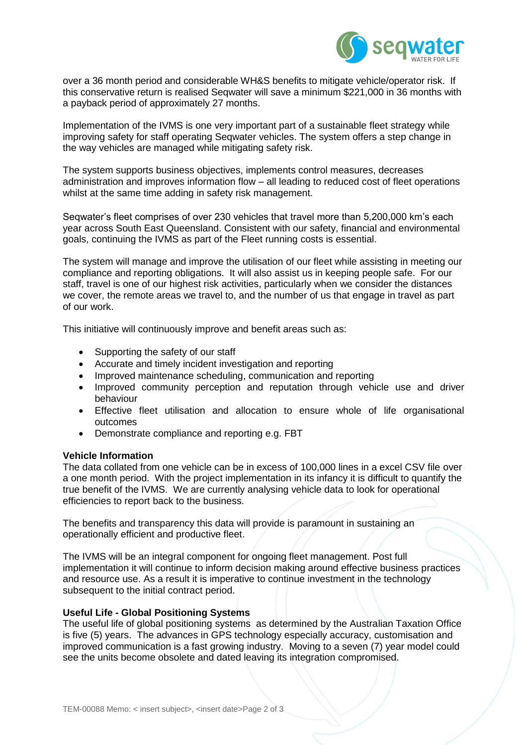over a 36 month period and considerable WH&S benefits to mitigate vehicle/operator risk. If this conservative return is realised Seqwater will save a minimum $221,000 in 36 months with a payback period of approximately 27 months.

Implementation of the IVMS is one very important part of a sustainable fleet strategy while improving safety for staff operating Seqwater vehicles. The system offers a step change in the way vehicles are managed while mitigating safety risk.

The system supports business objectives, implements control measures, decreases administration and improves information flow – all leading to reduced cost of fleet operations whilst at the same time adding in safety risk management.

Seqwater's fleet comprises of over 230 vehicles that travel more than 5,200,000 km's each year across South East Queensland. Consistent with our safety, financial and environmental goals, continuing the IVMS as part of the Fleet running costs is essential.

The system will manage and improve the utilisation of our fleet while assisting in meeting our compliance and reporting obligations. It will also assist us in keeping people safe. For our staff, travel is one of our highest risk activities, particularly when we consider the distances we cover, the remote areas we travel to, and the number of us that engage in travel as part of our work.

This initiative will continuously improve and benefit areas such as:

- Supporting the safety of our staff
- Accurate and timely incident investigation and reporting
- Improved maintenance scheduling, communication and reporting
- Improved community perception and reputation through vehicle use and driver behaviour
- Effective fleet utilisation and allocation to ensure whole of life organisational outcomes
- Demonstrate compliance and reporting e.g. FBT

**Vehicle Information**

The data collated from one vehicle can be in excess of 100,000 lines in a excel CSV file over a one month period. With the project implementation in its infancy it is difficult to quantify the true benefit of the IVMS. We are currently analysing vehicle data to look for operational efficiencies to report back to the business.

The benefits and transparency this data will provide is paramount in sustaining an operationally efficient and productive fleet.

The IVMS will be an integral component for ongoing fleet management. Post full implementation it will continue to inform decision making around effective business practices and resource use. As a result it is imperative to continue investment in the technology subsequent to the initial contract period.

**Useful Life - Global Positioning Systems**

The useful life of global positioning systems as determined by the Australian Taxation Office is five (5) years. The advances in GPS technology especially accuracy, customisation and improved communication is a fast growing industry. Moving to a seven (7) year model could see the units become obsolete and dated leaving its integration compromised.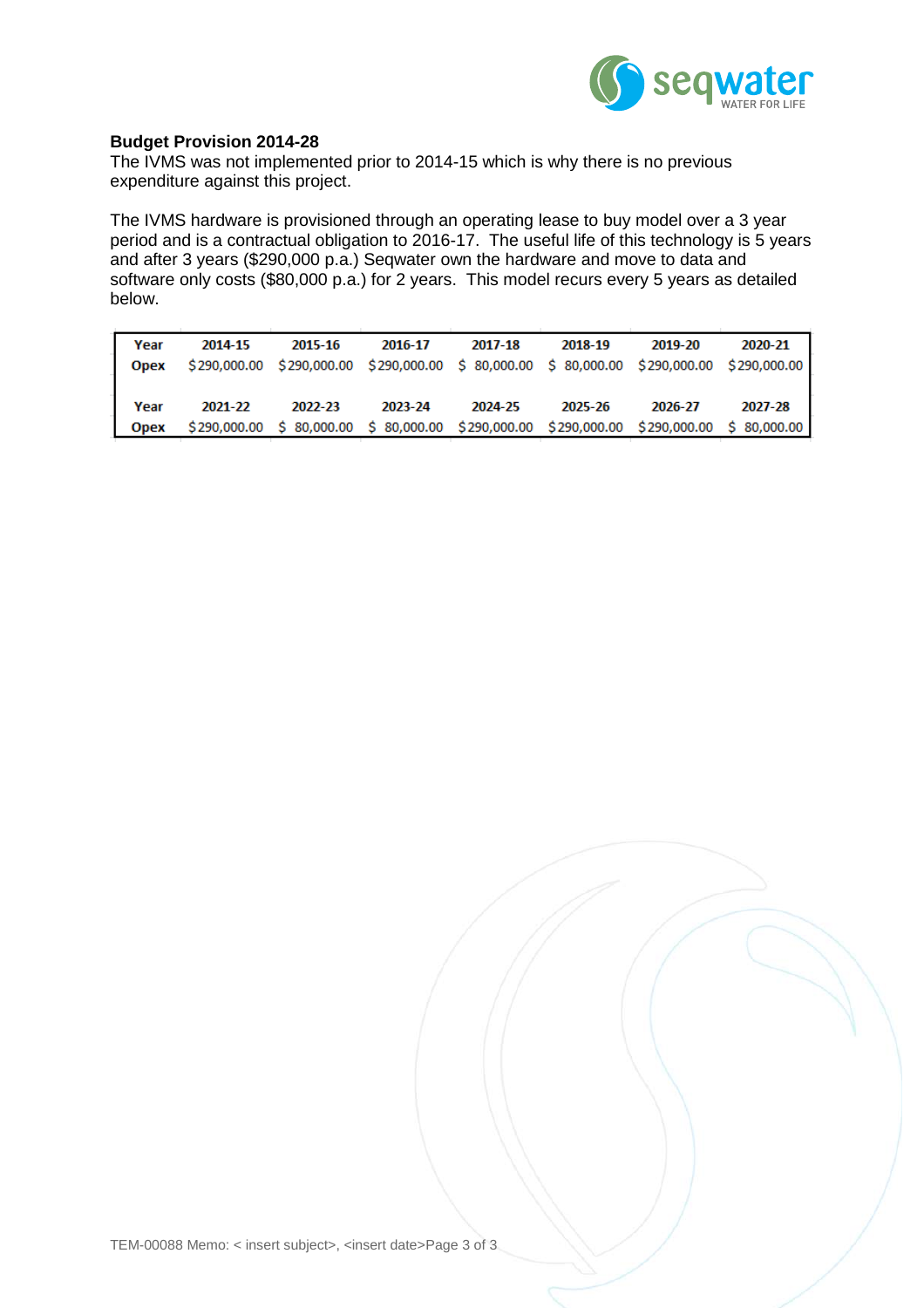**Budget Provision 2014-28**

The IVMS was not implemented prior to 2014-15 which is why there is no previous expenditure against this project.

The IVMS hardware is provisioned through an operating lease to buy model over a 3 year period and is a contractual obligation to 2016-17. The useful life of this technology is 5 years and after 3 years ($290,000 p.a.) Seqwater own the hardware and move to data and software only costs ($80,000 p.a.) for 2 years. This model recurs every 5 years as detailed below.

| Year | 2014-15 | 2015-16 | 2016-17 | 2017-18 | 2018-19 | 2019-20 | 2020-21 |
|---|---|---|---|---|---|---|---|
| Opex | $290,000.00 | $290,000.00 | $290,000.00 | $ 80,000.00 | $ 80,000.00 | $290,000.00 | $290,000.00 |
| **Year** | **2021-22** | **2022-23** | **2023-24** | **2024-25** | **2025-26** | **2026-27** | **2027-28** |
| Opex | $290,000.00 | $ 80,000.00 | $ 80,000.00 | $290,000.00 | $290,000.00 | $290,000.00 | $ 80,000.00 |